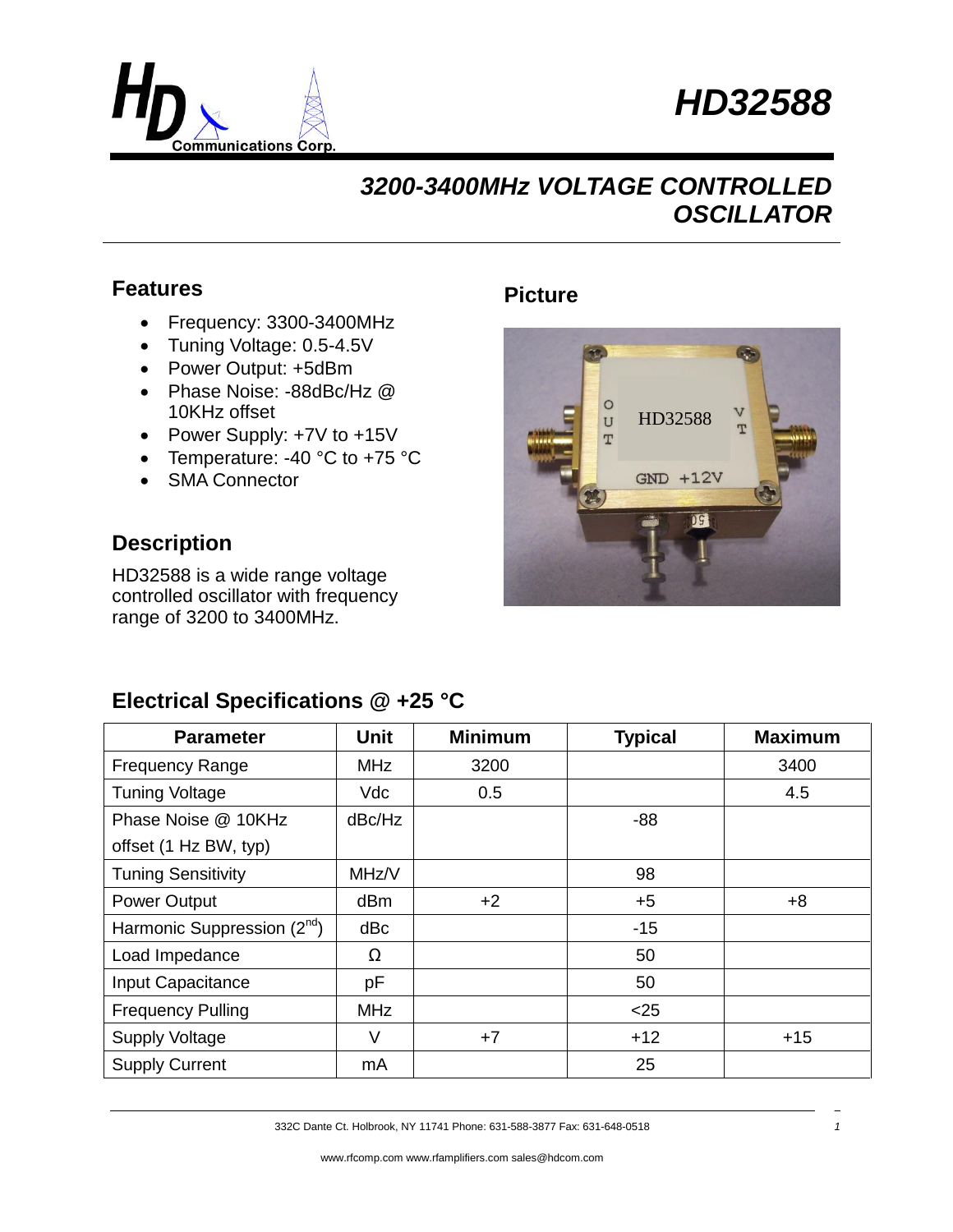# HD32588

## 3200-3400MHz VOLTAGE CONTROLLED OSCILLATOR

### Features

- Frequency: 3300-3400MHz
- Tuning Voltage: 0.5-4.5V
- Power Output: +5dBm
- Phase Noise: -88dBc/Hz @ 10KHz offset
- Power Supply: +7V to +15V
- Temperature: -40 °C to +75 °C
- SMA Connector

### Picture

### Description

HD32588 is a wide range voltage controlled oscillator with frequency range of 3200 to 3400MHz.

### Electrical Specifications @ +25 °C

| Parameter | Unit | Minimum | Typical | Maximum |
|---|---|---|---|---|
| Frequency Range | MHz | 3200 | | 3400 |
| Tuning Voltage | Vdc | 0.5 | | 4.5 |
| Phase Noise @ 10KHz offset (1 Hz BW, typ) | dBc/Hz | | -88 | |
| Tuning Sensitivity | MHz/V | | 98 | |
| Power Output | dBm | +2 | +5 | +8 |
| Harmonic Suppression ($2^{nd}$) | dBc | | -15 | |
| Load Impedance | Ω | | 50 | |
| Input Capacitance | pF | | 50 | |
| Frequency Pulling | MHz | | <25 | |
| Supply Voltage | V | +7 | +12 | +15 |
| Supply Current | mA | | 25 | |

332C Dante Ct. Holbrook, NY 11741 Phone: 631-588-3877 Fax: 631-648-0518

www.rfcomp.com www.rfamplifiers.com sales@hdcom.com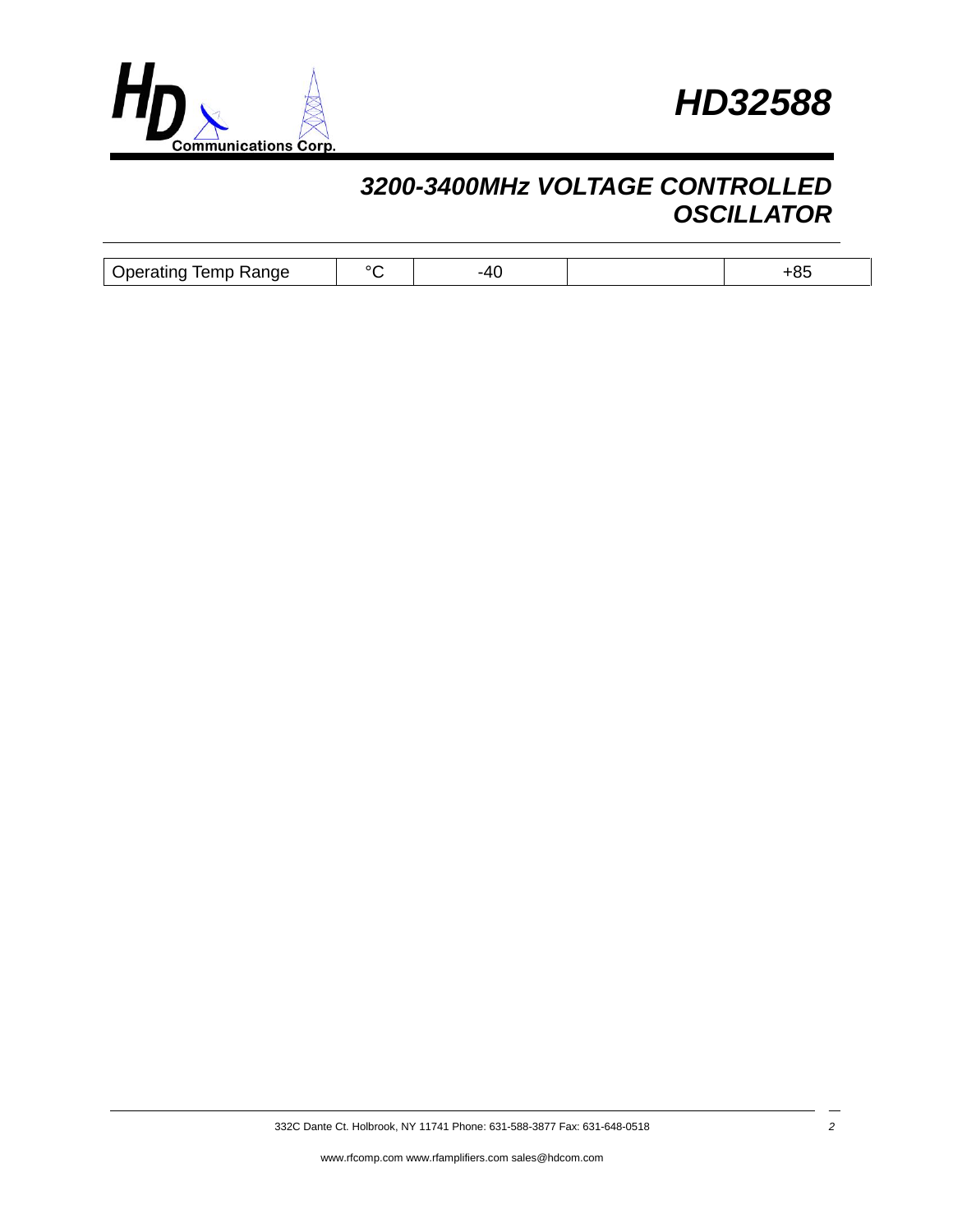| Operating Temp Range | °C | -40 | | +85 |
|---|---|---|---|---|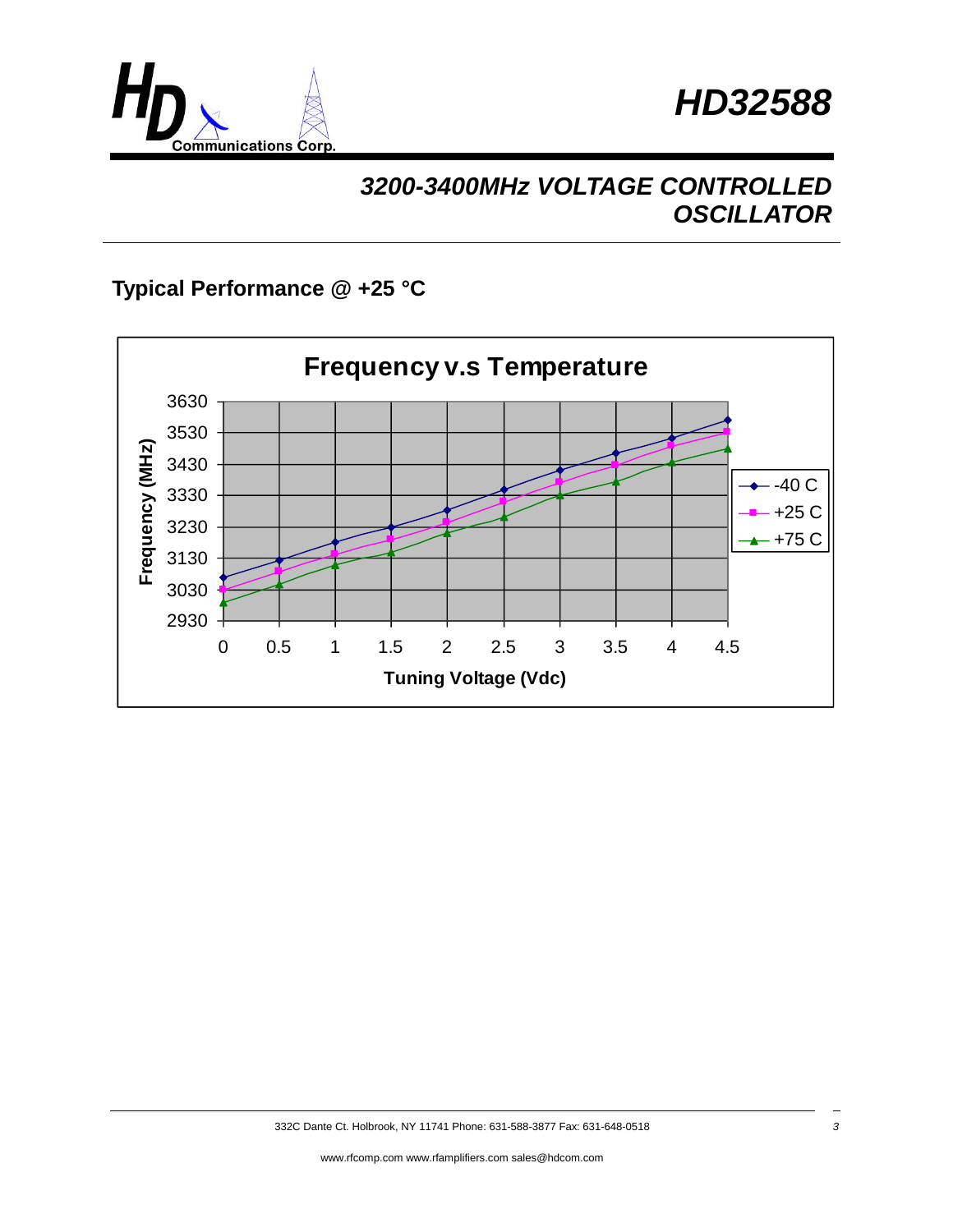# HD32588

## 3200-3400MHz VOLTAGE CONTROLLED OSCILLATOR

### Typical Performance @ +25 °C

**Frequency v.s Temperature**

Frequency (MHz): 2930, 3030, 3130, 3230, 3330, 3430, 3530, 3630

Tuning Voltage (Vdc): 0, 0.5, 1, 1.5, 2, 2.5, 3, 3.5, 4, 4.5

Legend: -40 C, +25 C, +75 C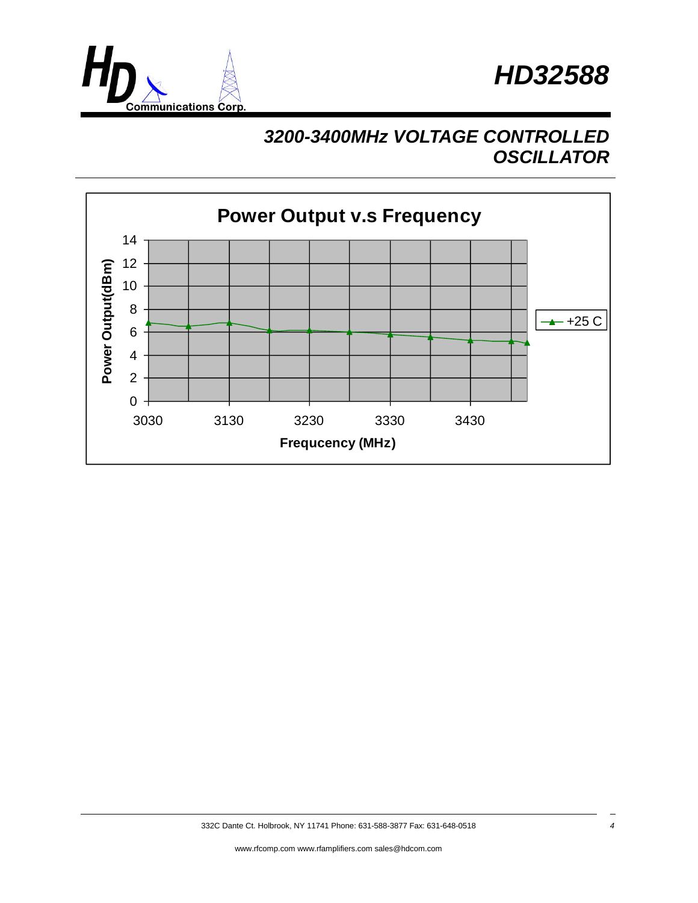# HD32588

## 3200-3400MHz VOLTAGE CONTROLLED OSCILLATOR

**Power Output v.s Frequency**

Power Output(dBm)

14
12
10
8
6
4
2
0

3030 3130 3230 3330 3430

**Frequcency (MHz)**

+25 C

332C Dante Ct. Holbrook, NY 11741 Phone: 631-588-3877 Fax: 631-648-0518

www.rfcomp.com www.rfamplifiers.com sales@hdcom.com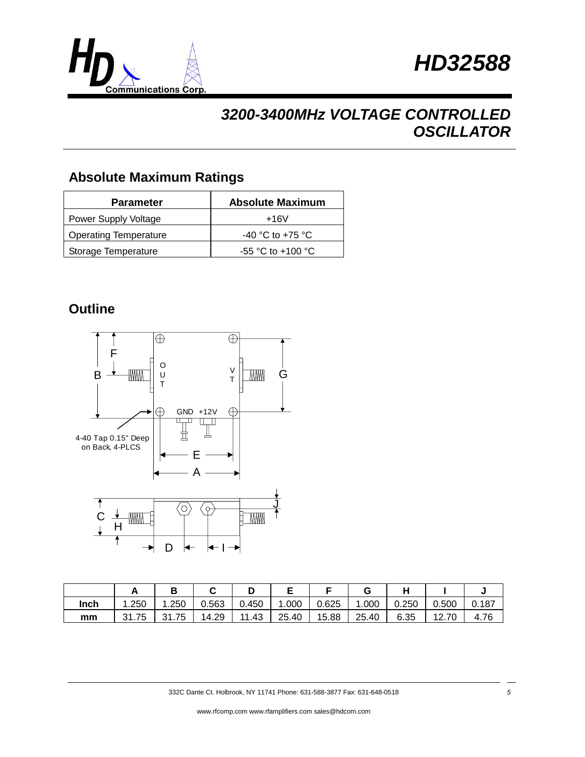# HD32588

## 3200-3400MHz VOLTAGE CONTROLLED OSCILLATOR

## Absolute Maximum Ratings

| Parameter | Absolute Maximum |
|---|---|
| Power Supply Voltage | +16V |
| Operating Temperature | -40 °C to +75 °C |
| Storage Temperature | -55 °C to +100 °C |

## Outline

OUT

VT

GND +12V

4-40 Tap 0.15" Deep on Back, 4-PLCS

A B C D E F G H I J

| | A | B | C | D | E | F | G | H | I | J |
|---|---|---|---|---|---|---|---|---|---|---|
| **Inch** | 1.250 | 1.250 | 0.563 | 0.450 | 1.000 | 0.625 | 1.000 | 0.250 | 0.500 | 0.187 |
| **mm** | 31.75 | 31.75 | 14.29 | 11.43 | 25.40 | 15.88 | 25.40 | 6.35 | 12.70 | 4.76 |

332C Dante Ct. Holbrook, NY 11741 Phone: 631-588-3877 Fax: 631-648-0518

www.rfcomp.com www.rfamplifiers.com sales@hdcom.com